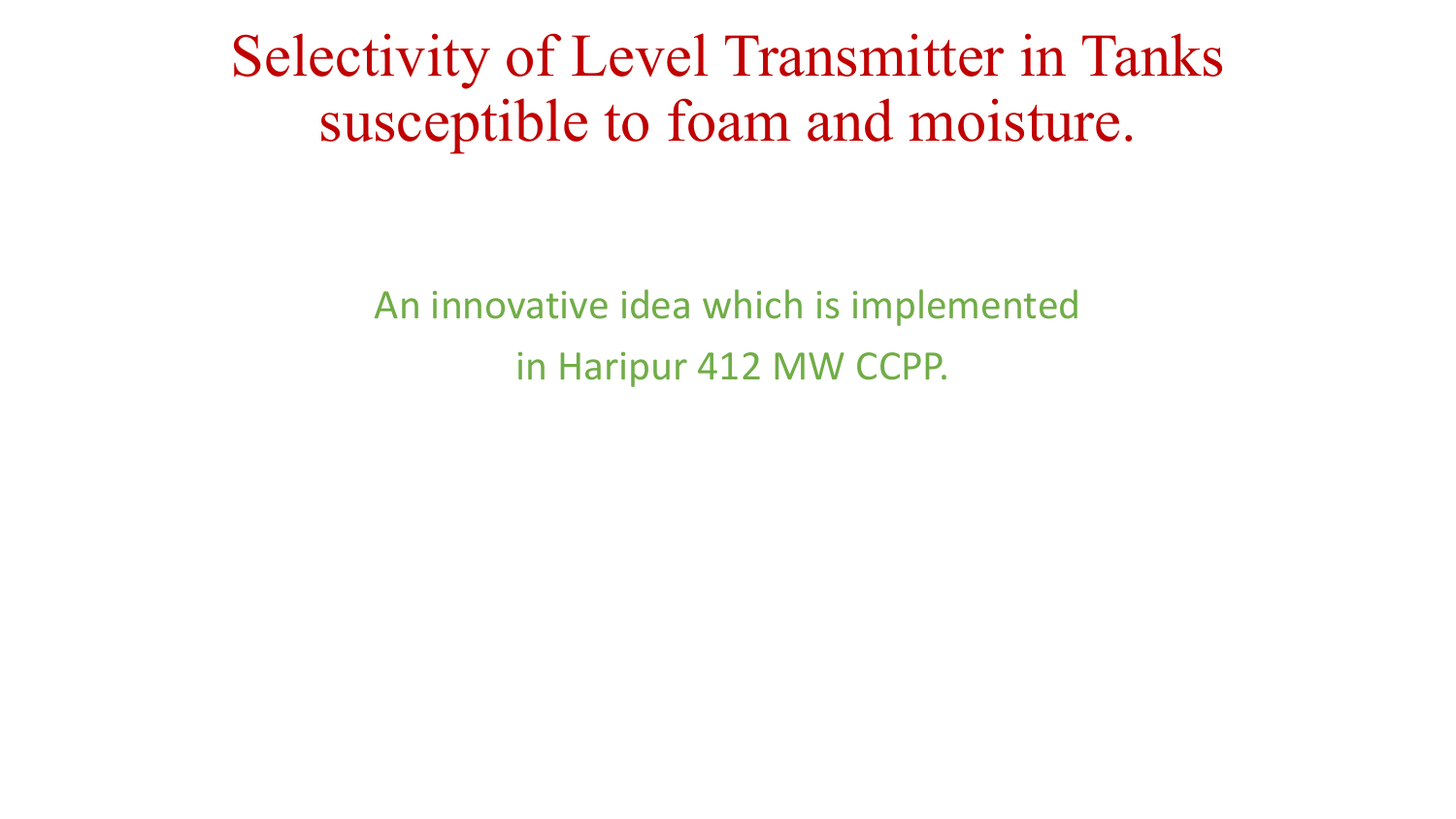# Selectivity of Level Transmitter in Tanks susceptible to foam and moisture.

An innovative idea which is implemented in Haripur 412 MW CCPP.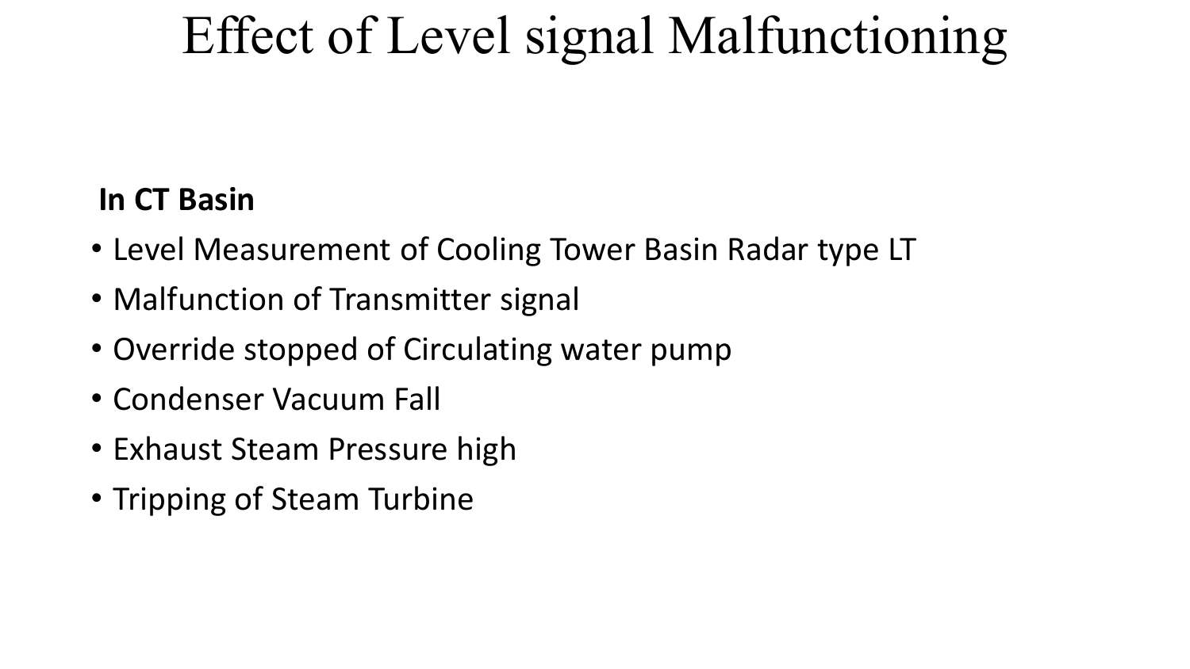# Effect of Level signal Malfunctioning

**In CT Basin**

- Level Measurement of Cooling Tower Basin Radar type LT
- Malfunction of Transmitter signal
- Override stopped of Circulating water pump
- Condenser Vacuum Fall
- Exhaust Steam Pressure high
- Tripping of Steam Turbine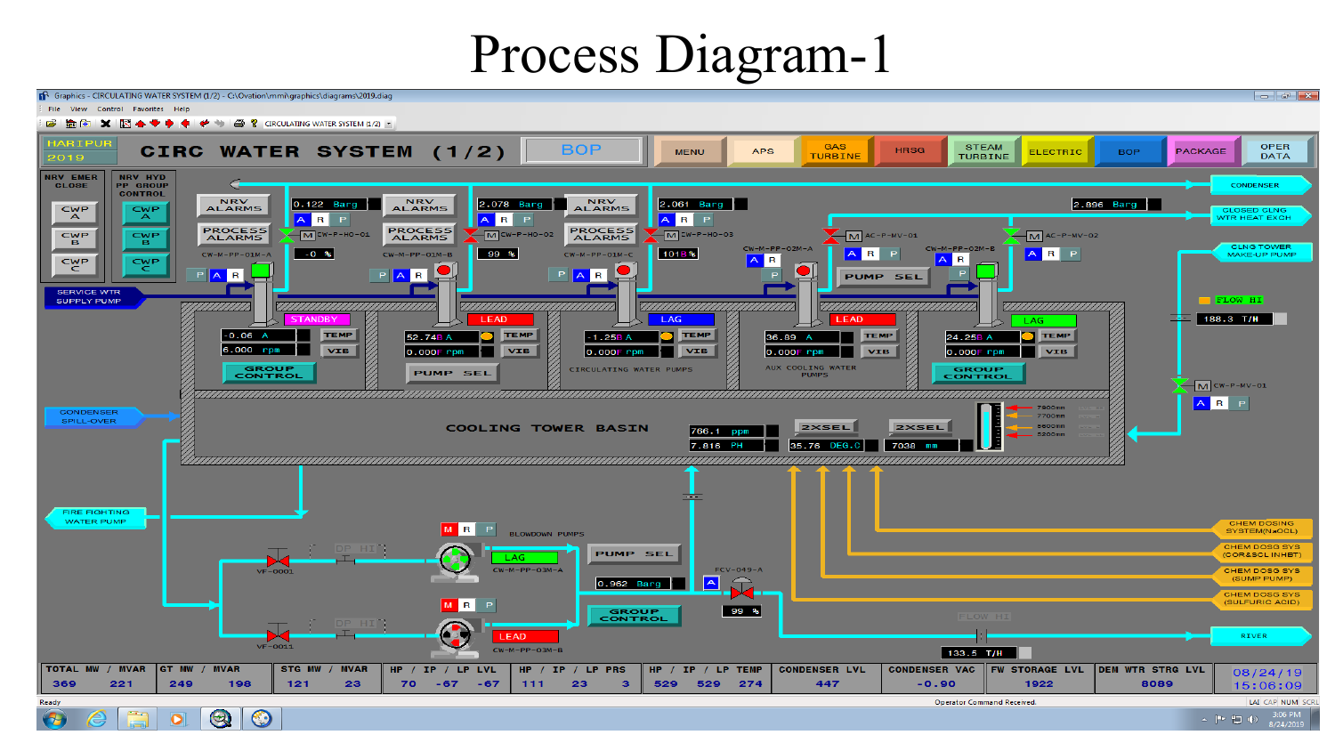# Process Diagram-1

Graphics - CIRCULATING WATER SYSTEM (1/2) - C:\Ovation\mmi\graphics\diagrams\2019.diag

File View Control Favorites Help

HARIPUR 2019

CIRC WATER SYSTEM (1/2)

BOP

MENU | APS | GAS TURBINE | HRSG | STEAM TURBINE | ELECTRIC | BOP | PACKAGE | OPER DATA

NRV EMER CLOSE: CWP A, CWP B, CWP C

NRV HYD PP GROUP CONTROL: CWP A, CWP B, CWP C

NRV ALARMS | PROCESS ALARMS | 0.122 Barg | CW-P-HO-01 | -0 % | CW-M-PP-01M-A

NRV ALARMS | PROCESS ALARMS | 2.078 Barg | CW-P-HO-02 | 99 % | CW-M-PP-01M-B

NRV ALARMS | PROCESS ALARMS | 2.061 Barg | CW-P-HO-03 | 101.8 % | CW-M-PP-01M-C

CW-M-PP-02M-A | AC-P-MV-01 | CW-M-PP-02M-B | AC-P-MV-02 | 2.896 Barg

CONDENSER | CLOSED CLNG WTR HEAT EXCH | CLNG TOWER MAKE-UP PUMP

SERVICE WTR SUPPLY PUMP

STANDBY: -0.06 A, 6.000 rpm | TEMP | VIB | GROUP CONTROL

LEAD: 52.748 A, 0.000 rpm | TEMP | VIB | PUMP SEL

LAG: -1.258 A, 0.000 rpm | TEMP | VIB | CIRCULATING WATER PUMPS

LEAD: 36.89 A, 0.000 rpm | TEMP | VIB | AUX COOLING WATER PUMPS | PUMP SEL

LAG: 24.258 A, 0.000 rpm | TEMP | VIB | GROUP CONTROL

FLOW HI | 188.3 T/H | CW-P-MV-01

CONDENSER SPILL-OVER

COOLING TOWER BASIN: 766.1 ppm | 7.816 PH | 2XSEL 35.76 DEG.C | 2XSEL 7038 mm | 7900mm, 7700mm, 6600mm, 5200mm

FIRE FIGHTING WATER PUMP

VF-0001 | VF-0011 | DP HI | DP HI

BLOWDOWN PUMPS: LAG CW-M-PP-03M-A | LEAD CW-M-PP-03M-B | PUMP SEL | 0.962 Barg | GROUP CONTROL

FCV-049-A | 99 %

CHEM DOSING SYSTEM(NaOCL) | CHEM DOSG SYS (COR&SCL INHBT) | CHEM DOSG SYS (SUMP PUMP) | CHEM DOSG SYS (SULFURIC ACID)

FLOW HI | 133.5 T/H | RIVER

| TOTAL MW / MVAR | GT MW / MVAR | STG MW / MVAR | HP / IP / LP LVL | HP / IP / LP PRS | HP / IP / LP TEMP | CONDENSER LVL | CONDENSER VAC | FW STORAGE LVL | DEM WTR STRG LVL | |
|---|---|---|---|---|---|---|---|---|---|---|
| 369 221 | 249 198 | 121 23 | 70 -67 -67 | 111 23 3 | 529 529 274 | 447 | -0.90 | 1922 | 8089 | 08/24/19 15:06:09 |

Ready | Operator Command Received.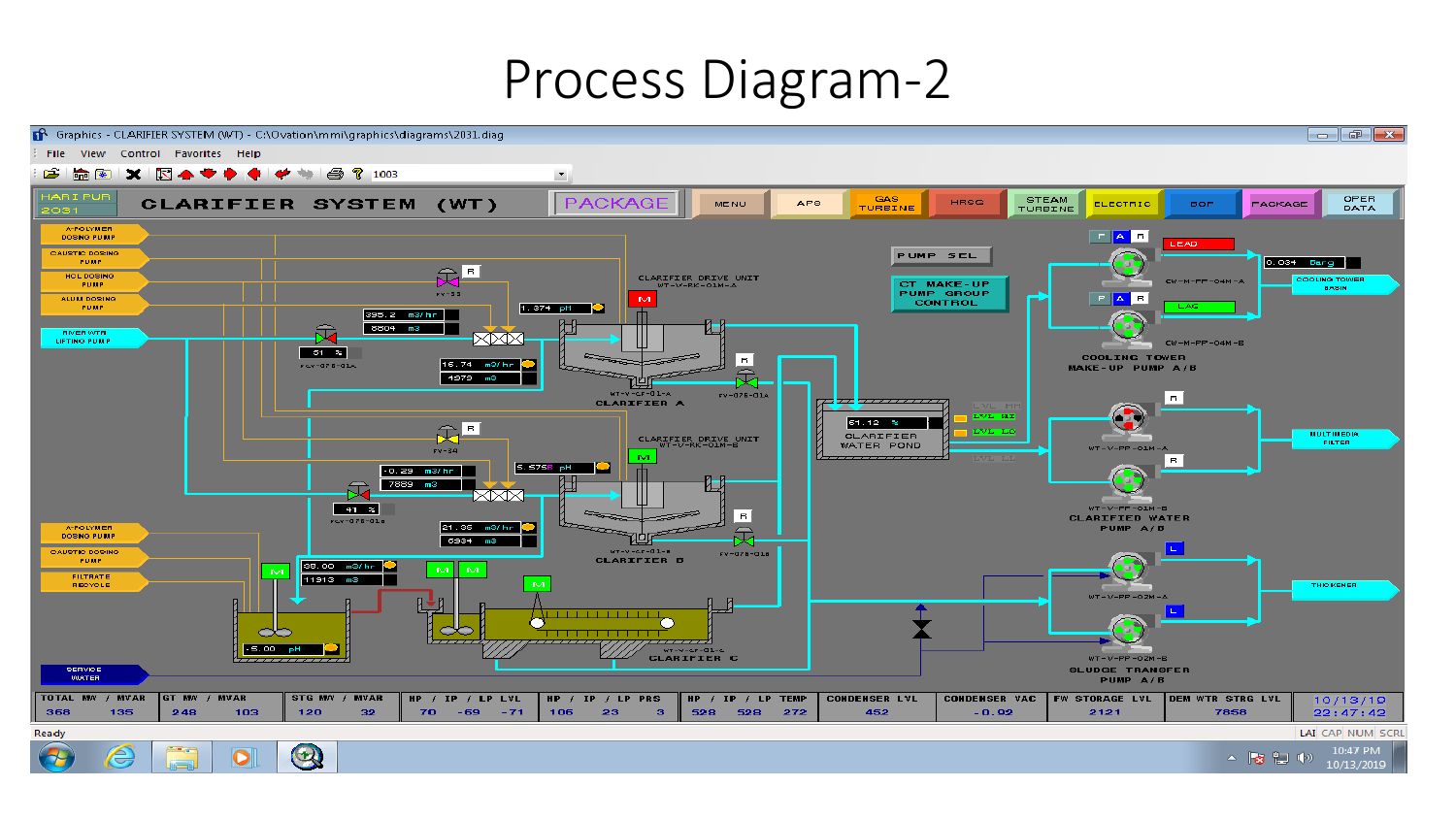# Process Diagram-2

Graphics - CLARIFIER SYSTEM (WT) - C:\Ovation\mmi\graphics\diagrams\2031.diag

File View Control Favorites Help

1003

HARI PUR 2031 | CLARIFIER SYSTEM (WT) | PACKAGE | MENU | APS | GAS TURBINE | HRSG | STEAM TURBINE | ELECTRIC | BOP | PACKAGE | OPER DATA

A-POLYMER DOSING PUMP

CAUSTIC DOSING PUMP

HCL DOSING PUMP

ALUM DOSING PUMP

RIVER WTR LIFTING PUMP

395.2 m3/hr

8804 m3

1.374 pH

CLARIFIER DRIVE UNIT WT-V-RK-01M-A

51 %

FCV-075-01A

16.74 m3/hr

4979 m3

CLARIFIER A

FV-075-01A

CLARIFIER DRIVE UNIT WT-V-RK-01M-B

-0.29 m3/hr

7889 m3

5.5758 pH

41 %

FCV-075-01B

21.06 m3/hr

6934 m3

CLARIFIER B

FV-075-01B

A-POLYMER DOSING PUMP

CAUSTIC DOSING PUMP

FILTRATE RECYCLE

SERVICE WATER

89.00 m3/hr

11913 m3

5.00 pH

CLARIFIER C

PUMP SEL

CT MAKE-UP PUMP GROUP CONTROL

61.12 %

CLARIFIER WATER POND

LVL HH / LVL HI / LVL LO / LVL LL

LEAD

0.034 Barg

CW-M-PP-04M-A

LAG

CW-M-PP-04M-B

COOLING TOWER BASIN

COOLING TOWER MAKE-UP PUMP A/B

WT-V-PP-01M-A

WT-V-PP-01M-B

CLARIFIED WATER PUMP A/B

MULTIMEDIA FILTER

WT-V-PP-02M-A

WT-V-PP-02M-B

SLUDGE TRANSFER PUMP A/B

THICKENER

| TOTAL MW / MVAR | | GT MW / MVAR | | STG MW / MVAR | | HP / IP / LP LVL | | | HP / IP / LP PRS | | | HP / IP / LP TEMP | | | CONDENSER LVL | CONDENSER VAC | FW STORAGE LVL | DEM WTR STRG LVL | |
|---|---|---|---|---|---|---|---|---|---|---|---|---|---|---|---|---|---|---|---|
| 368 | 135 | 248 | 103 | 120 | 32 | 70 | -69 | -71 | 106 | 23 | 3 | 528 | 528 | 272 | 452 | -0.92 | 2121 | 7858 | 10/13/19 22:47:42 |

Ready

10:47 PM 10/13/2019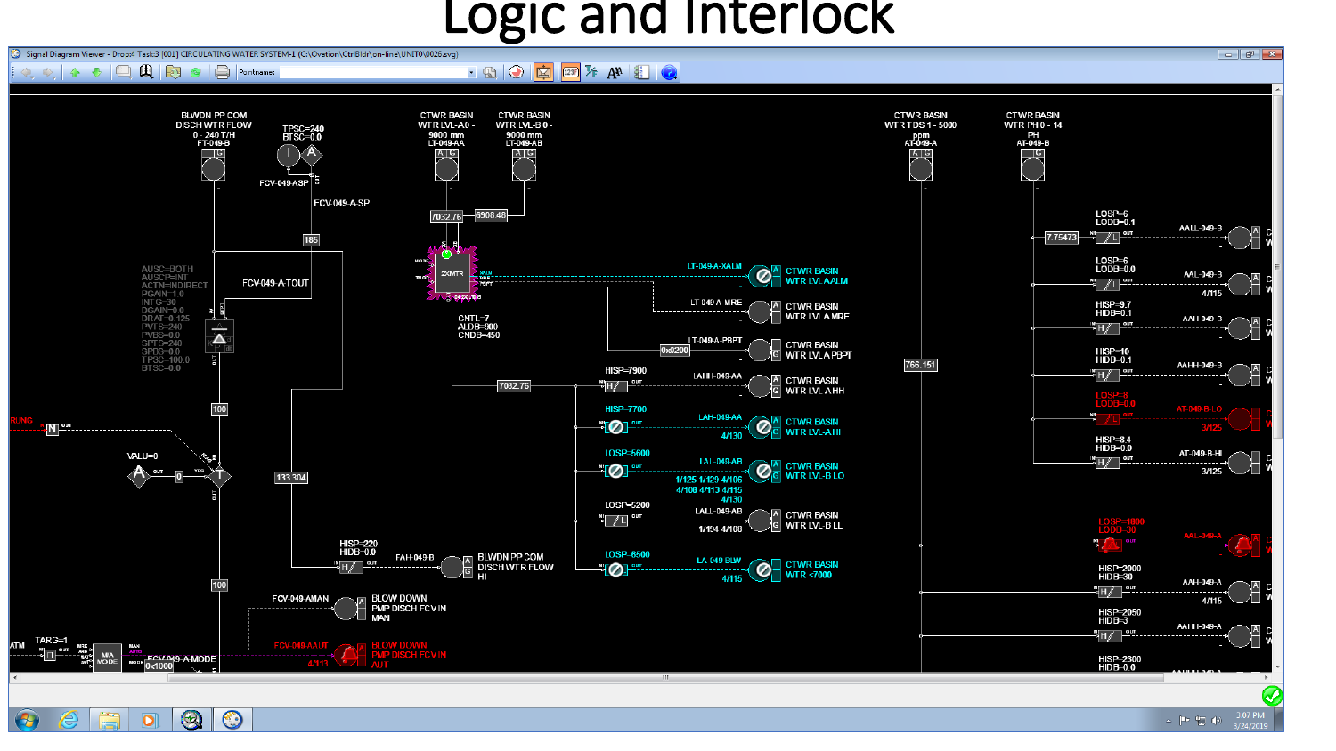# Logic and Interlock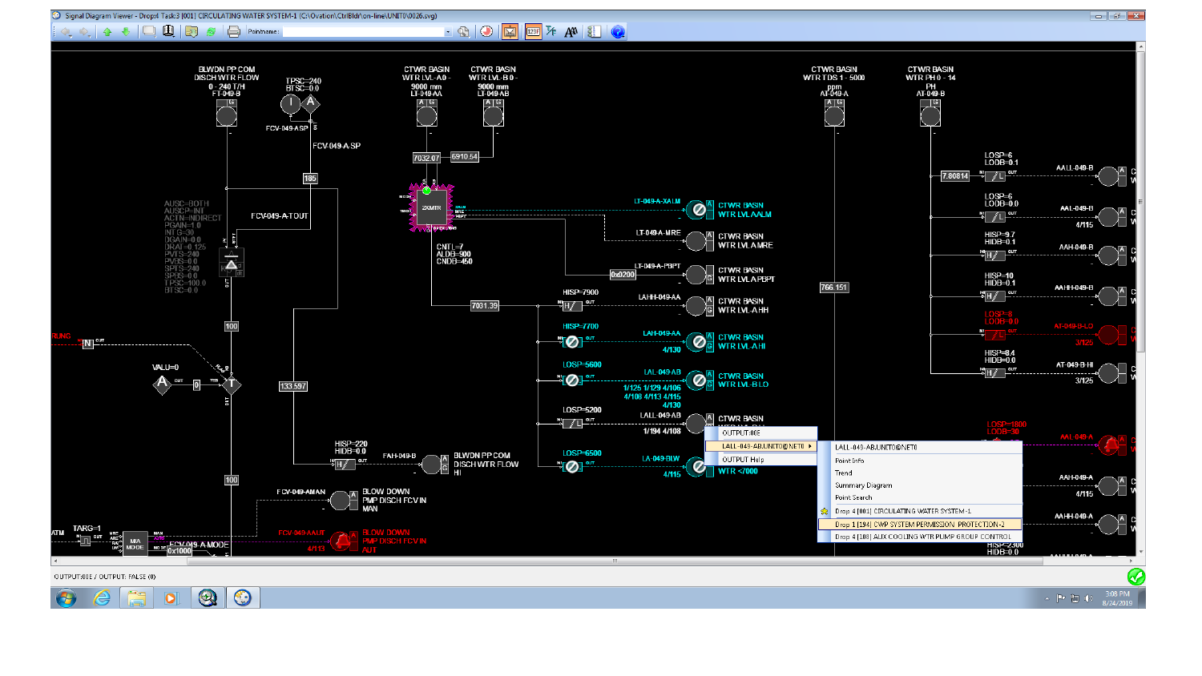Signal Diagram Viewer - Drop4 Task3 [001] CIRCULATING WATER SYSTEM-1 (C:\Ovation\CtrlBldr\on-line\UNIT0\0026.svg)

BLWDN PP COM DISCH WTR FLOW 0 - 240 T/H FT-049-B

TPSC=240 BTSC=0.0

CTWR BASIN WTR LVL-A 0 - 9000 mm LT-049-AA

CTWR BASIN WTR LVL-B 0 - 9000 mm LT-049-AB

CTWR BASIN WTR TDS 1 - 5000 ppm AT-049-A

CTWR BASIN WTR PH 0 - 14 PH AT-049-B

FCV-049-ASP

FCV-049-A SP

7032.07 6910.54

185

FCV-049-A TOUT

AUSC=BOTH AUSCP=INT ACTN=INDIRECT PGAIN=1.0 INTG=30 DGAIN=0.0 DRAT=0.125 PVTS=240 PVBS=0.0 SPTS=240 SPBS=0.0 TPSC=100.0 BTSC=0.0

2XMTR

CNTL=7 ALDB=900 CNDB=450

LT-049-A-XALM CTWR BASIN WTR LVL A ALM

LT-049-A-MRE CTWR BASIN WTR LVL A MRE

0x0200 LT-049-A-PBPT CTWR BASIN WTR LVL A PBPT

7031.39

HISP=7900 LAHH-049-AA CTWR BASIN WTR LVL-A HH

HISP=7700 LAH-049-AA CTWR BASIN WTR LVL-A HI 4/130

LOSP=5600 LAL-049-AB CTWR BASIN WTR LVL-B LO 1/125 1/129 4/106 4/108 4/113 4/115 4/130

LOSP=5200 LALL-049-AB CTWR BASIN 1/194 4/108

LOSP=6500 LA-049-BLW WTR <7000 4/115

766.151

7.80814

LOSP=6 LODB=0.1 AALL-049-B

LOSP=6 LODB=0.0 AAL-049-B 4/115

HISP=9.7 HIDB=0.1 AAH-049-B

HISP=10 HIDB=0.1 AAHH-049-B

LOSP=8 LODB=0.0 AT-049-B-LO 3/125

HISP=8.4 HIDB=0.0 AT-049-B-HI 3/125

LOSP=1800 LODB=30 AAL-049-A

AAH-049-A 4/115

AAHH-049-A

HISP=2300 HIDB=0.0

RUNG

VALU=0

100

133.597

HISP=220 HIDB=0.0 FAH-049-B BLWDN PP COM DISCH WTR FLOW HI

100

FCV-049-AMAN BLOW DOWN PMP DISCH FCV IN MAN

FCV-049-AAUT BLOW DOWN PMP DISCH FCV IN AUT 4/113

TARG=1

M/A MODE

FCV-049-A MODE 0x1000

OUTPUT:00E

LALL-049-AB.UNIT0@NET0

OUTPUT Help

LALL-049-AB.UNIT0@NET0
Point Info
Trend
Summary Diagram
Point Search
Drop 4 [001] CIRCULATING WATER SYSTEM-1
Drop 1 [194] CWP SYSTEM PERMISSION PROTECTION-2
Drop 4 [108] AUX COOLING WTR PUMP GROUP CONTROL

OUTPUT:00E / OUTPUT: FALSE (0)

3:08 PM 8/24/2019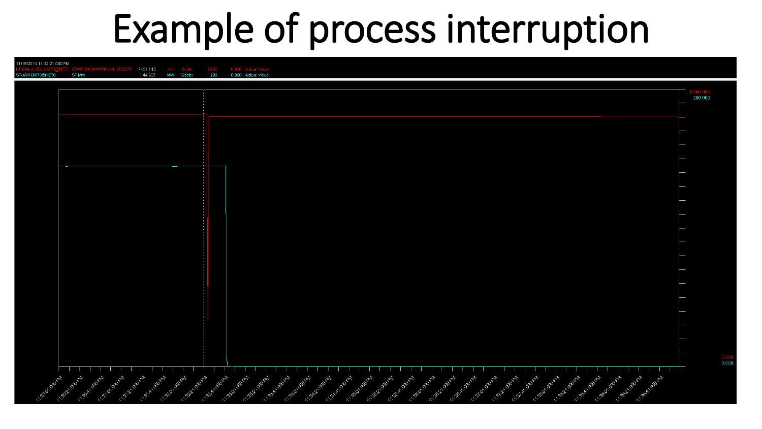# Example of process interruption

11/19/2014 11:52:21.000 PM

LT-049-X-SEL UNIT0@NET0 CTWR BASIN WTR LVL SELECT 7451.145 mm Scale: 8200 0.000 Actual Value

ST-MW UNIT0@NET0 ST MW 144.687 MW Scale: 200 0.000 Actual Value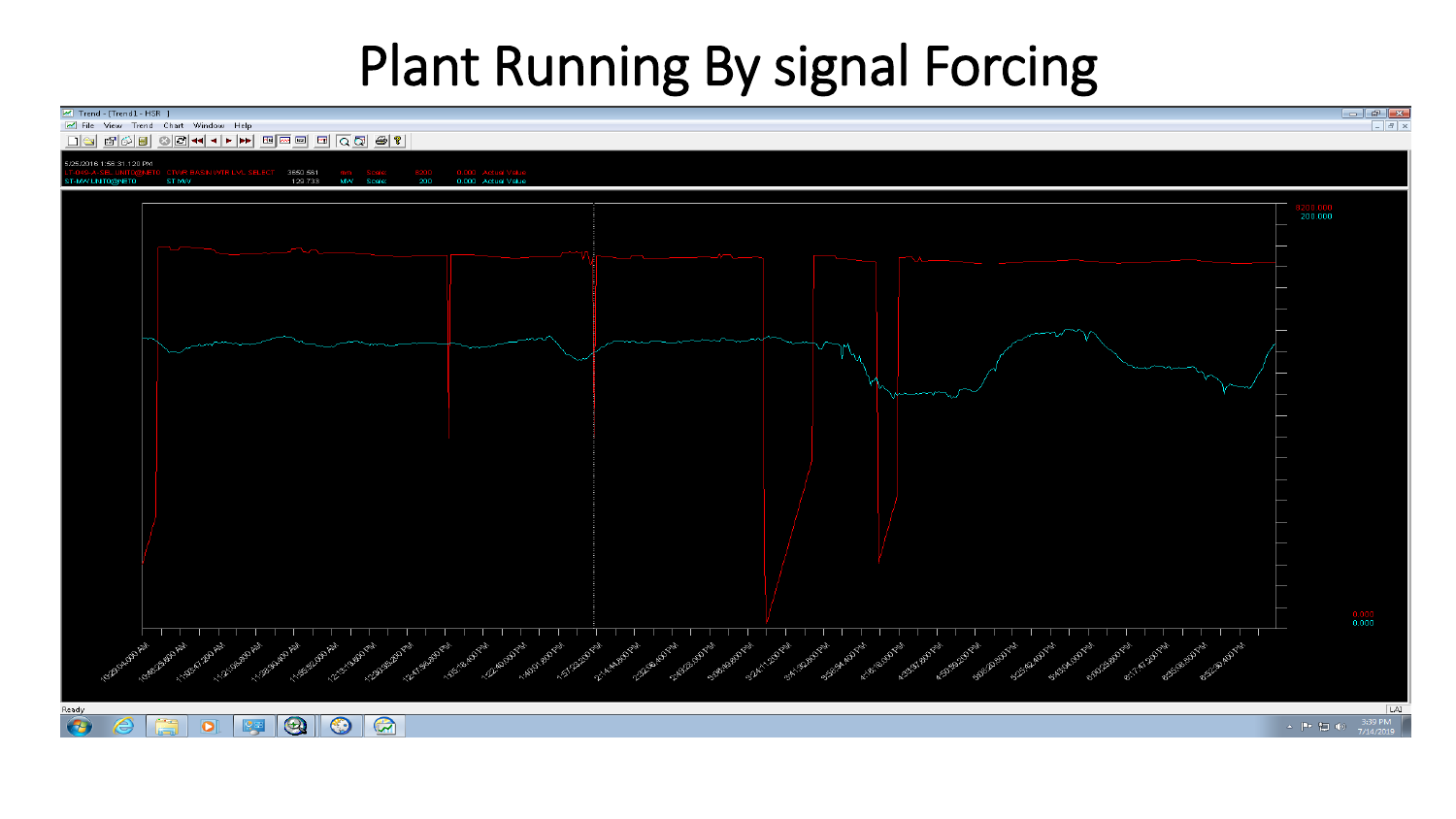# Plant Running By signal Forcing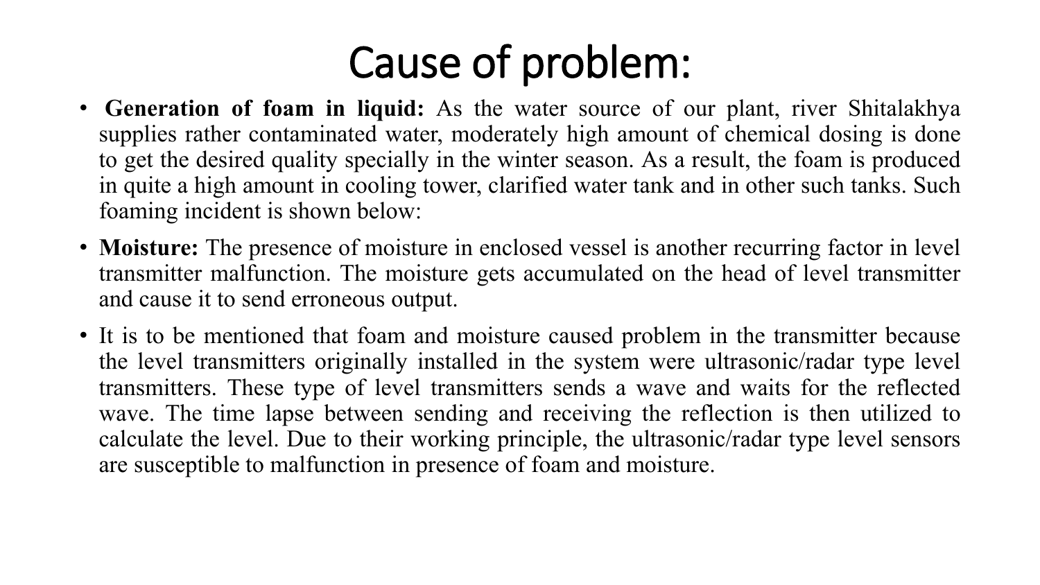# Cause of problem:

- **Generation of foam in liquid:** As the water source of our plant, river Shitalakhya supplies rather contaminated water, moderately high amount of chemical dosing is done to get the desired quality specially in the winter season. As a result, the foam is produced in quite a high amount in cooling tower, clarified water tank and in other such tanks. Such foaming incident is shown below:
- **Moisture:** The presence of moisture in enclosed vessel is another recurring factor in level transmitter malfunction. The moisture gets accumulated on the head of level transmitter and cause it to send erroneous output.
- It is to be mentioned that foam and moisture caused problem in the transmitter because the level transmitters originally installed in the system were ultrasonic/radar type level transmitters. These type of level transmitters sends a wave and waits for the reflected wave. The time lapse between sending and receiving the reflection is then utilized to calculate the level. Due to their working principle, the ultrasonic/radar type level sensors are susceptible to malfunction in presence of foam and moisture.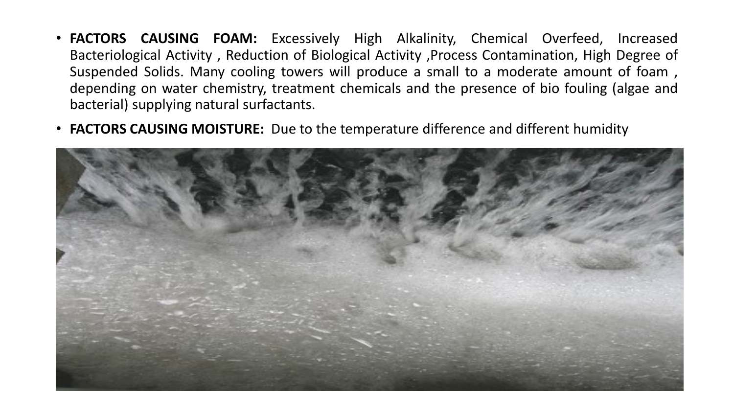- **FACTORS CAUSING FOAM:** Excessively High Alkalinity, Chemical Overfeed, Increased Bacteriological Activity , Reduction of Biological Activity ,Process Contamination, High Degree of Suspended Solids. Many cooling towers will produce a small to a moderate amount of foam , depending on water chemistry, treatment chemicals and the presence of bio fouling (algae and bacterial) supplying natural surfactants.
- **FACTORS CAUSING MOISTURE:** Due to the temperature difference and different humidity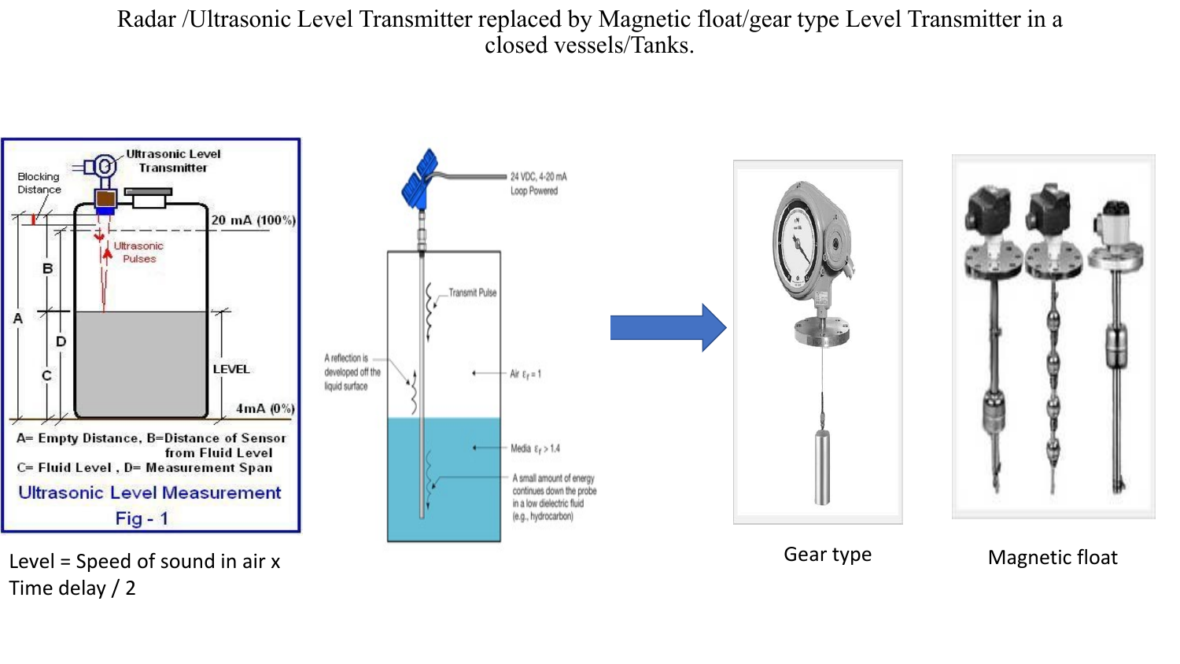# Radar /Ultrasonic Level Transmitter replaced by Magnetic float/gear type Level Transmitter in a closed vessels/Tanks.

Ultrasonic Level Transmitter

Blocking Distance

20 mA (100%)

Ultrasonic Pulses

A B C D

LEVEL

4mA (0%)

A= Empty Distance, B=Distance of Sensor from Fluid Level

C= Fluid Level , D= Measurement Span

Ultrasonic Level Measurement

Fig - 1

Level = Speed of sound in air x Time delay / 2

24 VDC, 4-20 mA Loop Powered

Transmit Pulse

A reflection is developed off the liquid surface

Air $\varepsilon_r = 1$

Media $\varepsilon_r > 1.4$

A small amount of energy continues down the probe in a low dielectric fluid (e.g., hydrocarbon)

Gear type

Magnetic float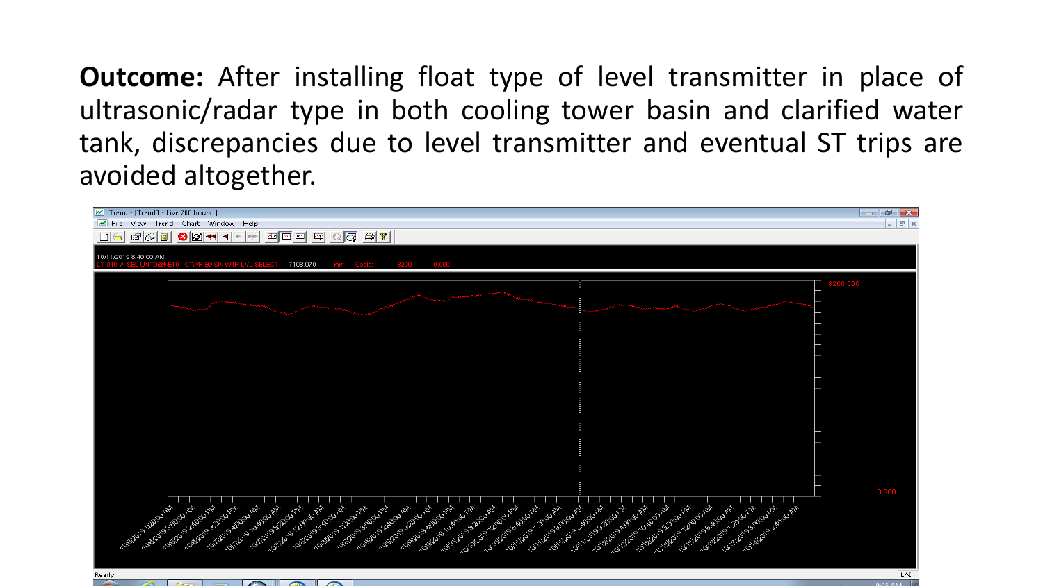**Outcome:** After installing float type of level transmitter in place of ultrasonic/radar type in both cooling tower basin and clarified water tank, discrepancies due to level transmitter and eventual ST trips are avoided altogether.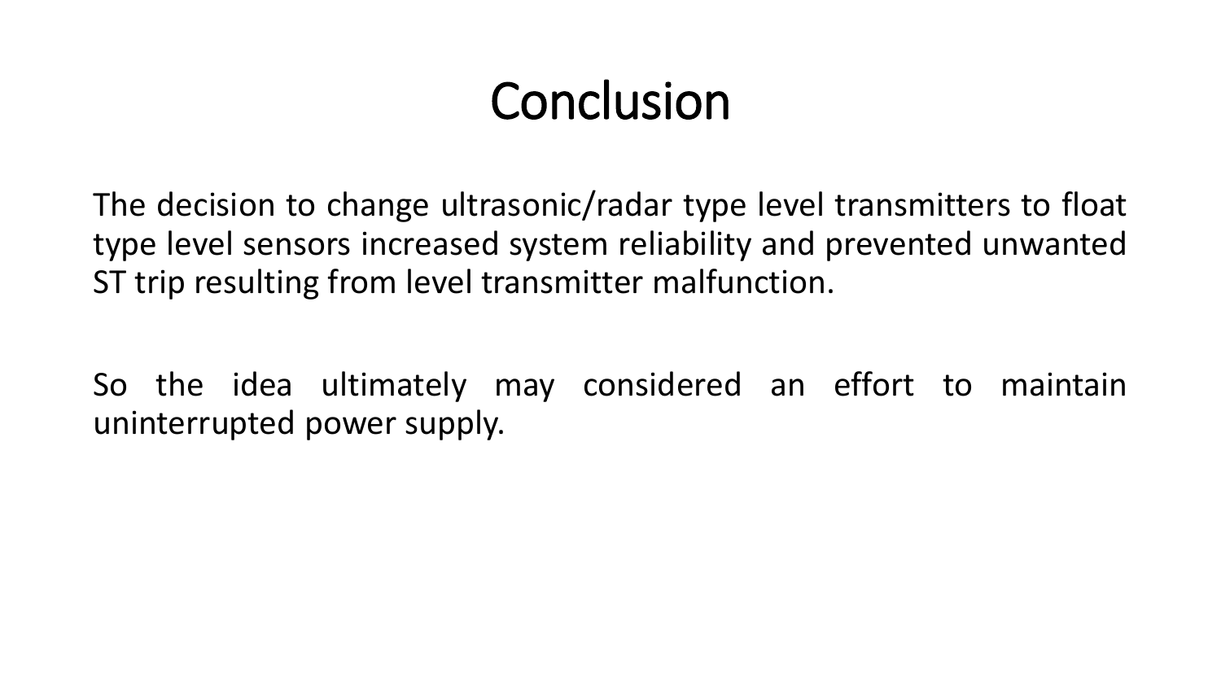# Conclusion

The decision to change ultrasonic/radar type level transmitters to float type level sensors increased system reliability and prevented unwanted ST trip resulting from level transmitter malfunction.

So the idea ultimately may considered an effort to maintain uninterrupted power supply.